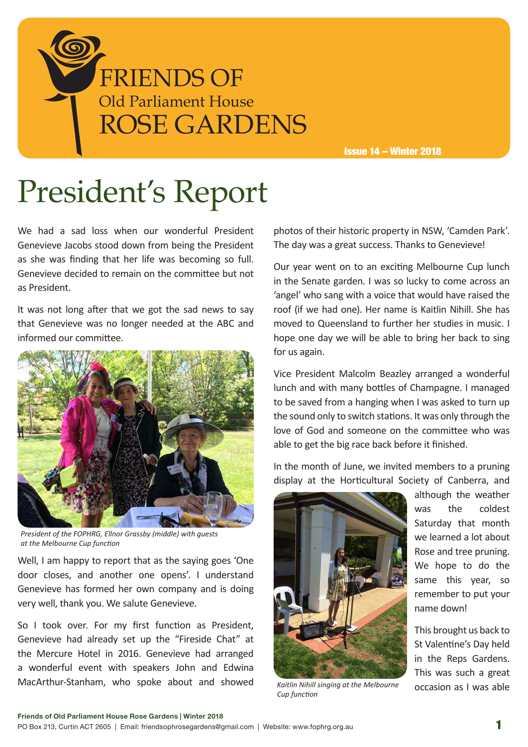# FRIENDS OF Old Parliament House ROSE GARDENS

Issue 14 – Winter 2018

# President's Report

We had a sad loss when our wonderful President Genevieve Jacobs stood down from being the President as she was finding that her life was becoming so full. Genevieve decided to remain on the committee but not as President.

It was not long after that we got the sad news to say that Genevieve was no longer needed at the ABC and informed our committee.

*President of the FOPHRG, Ellnor Grassby (middle) with guests at the Melbourne Cup function*

Well, I am happy to report that as the saying goes 'One door closes, and another one opens'. I understand Genevieve has formed her own company and is doing very well, thank you. We salute Genevieve.

So I took over. For my first function as President, Genevieve had already set up the "Fireside Chat" at the Mercure Hotel in 2016. Genevieve had arranged a wonderful event with speakers John and Edwina MacArthur-Stanham, who spoke about and showed photos of their historic property in NSW, 'Camden Park'. The day was a great success. Thanks to Genevieve!

Our year went on to an exciting Melbourne Cup lunch in the Senate garden. I was so lucky to come across an 'angel' who sang with a voice that would have raised the roof (if we had one). Her name is Kaitlin Nihill. She has moved to Queensland to further her studies in music. I hope one day we will be able to bring her back to sing for us again.

Vice President Malcolm Beazley arranged a wonderful lunch and with many bottles of Champagne. I managed to be saved from a hanging when I was asked to turn up the sound only to switch stations. It was only through the love of God and someone on the committee who was able to get the big race back before it finished.

In the month of June, we invited members to a pruning display at the Horticultural Society of Canberra, and although the weather was the coldest Saturday that month we learned a lot about Rose and tree pruning. We hope to do the same this year, so remember to put your name down!

*Kaitlin Nihill singing at the Melbourne Cup function*

This brought us back to St Valentine's Day held in the Reps Gardens. This was such a great occasion as I was able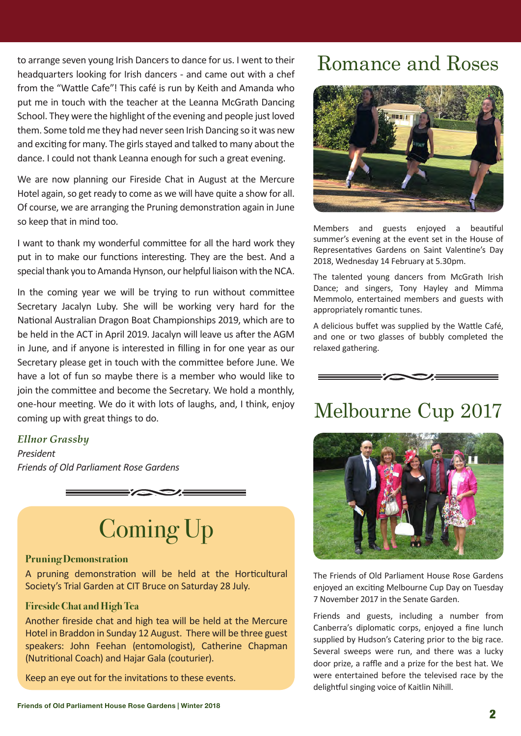to arrange seven young Irish Dancers to dance for us. I went to their headquarters looking for Irish dancers - and came out with a chef from the "Wattle Cafe"! This café is run by Keith and Amanda who put me in touch with the teacher at the Leanna McGrath Dancing School. They were the highlight of the evening and people just loved them. Some told me they had never seen Irish Dancing so it was new and exciting for many. The girls stayed and talked to many about the dance. I could not thank Leanna enough for such a great evening.

We are now planning our Fireside Chat in August at the Mercure Hotel again, so get ready to come as we will have quite a show for all. Of course, we are arranging the Pruning demonstration again in June so keep that in mind too.

I want to thank my wonderful committee for all the hard work they put in to make our functions interesting. They are the best. And a special thank you to Amanda Hynson, our helpful liaison with the NCA.

In the coming year we will be trying to run without committee Secretary Jacalyn Luby. She will be working very hard for the National Australian Dragon Boat Championships 2019, which are to be held in the ACT in April 2019. Jacalyn will leave us after the AGM in June, and if anyone is interested in filling in for one year as our Secretary please get in touch with the committee before June. We have a lot of fun so maybe there is a member who would like to join the committee and become the Secretary. We hold a monthly, one-hour meeting. We do it with lots of laughs, and, I think, enjoy coming up with great things to do.

*Ellnor Grassby*
*President*
*Friends of Old Parliament Rose Gardens*

# Coming Up

### Pruning Demonstration

A pruning demonstration will be held at the Horticultural Society's Trial Garden at CIT Bruce on Saturday 28 July.

### Fireside Chat and High Tea

Another fireside chat and high tea will be held at the Mercure Hotel in Braddon in Sunday 12 August. There will be three guest speakers: John Feehan (entomologist), Catherine Chapman (Nutritional Coach) and Hajar Gala (couturier).

Keep an eye out for the invitations to these events.

# Romance and Roses

Members and guests enjoyed a beautiful summer's evening at the event set in the House of Representatives Gardens on Saint Valentine's Day 2018, Wednesday 14 February at 5.30pm.

The talented young dancers from McGrath Irish Dance; and singers, Tony Hayley and Mimma Memmolo, entertained members and guests with appropriately romantic tunes.

A delicious buffet was supplied by the Wattle Café, and one or two glasses of bubbly completed the relaxed gathering.

# Melbourne Cup 2017

The Friends of Old Parliament House Rose Gardens enjoyed an exciting Melbourne Cup Day on Tuesday 7 November 2017 in the Senate Garden.

Friends and guests, including a number from Canberra's diplomatic corps, enjoyed a fine lunch supplied by Hudson's Catering prior to the big race. Several sweeps were run, and there was a lucky door prize, a raffle and a prize for the best hat. We were entertained before the televised race by the delightful singing voice of Kaitlin Nihill.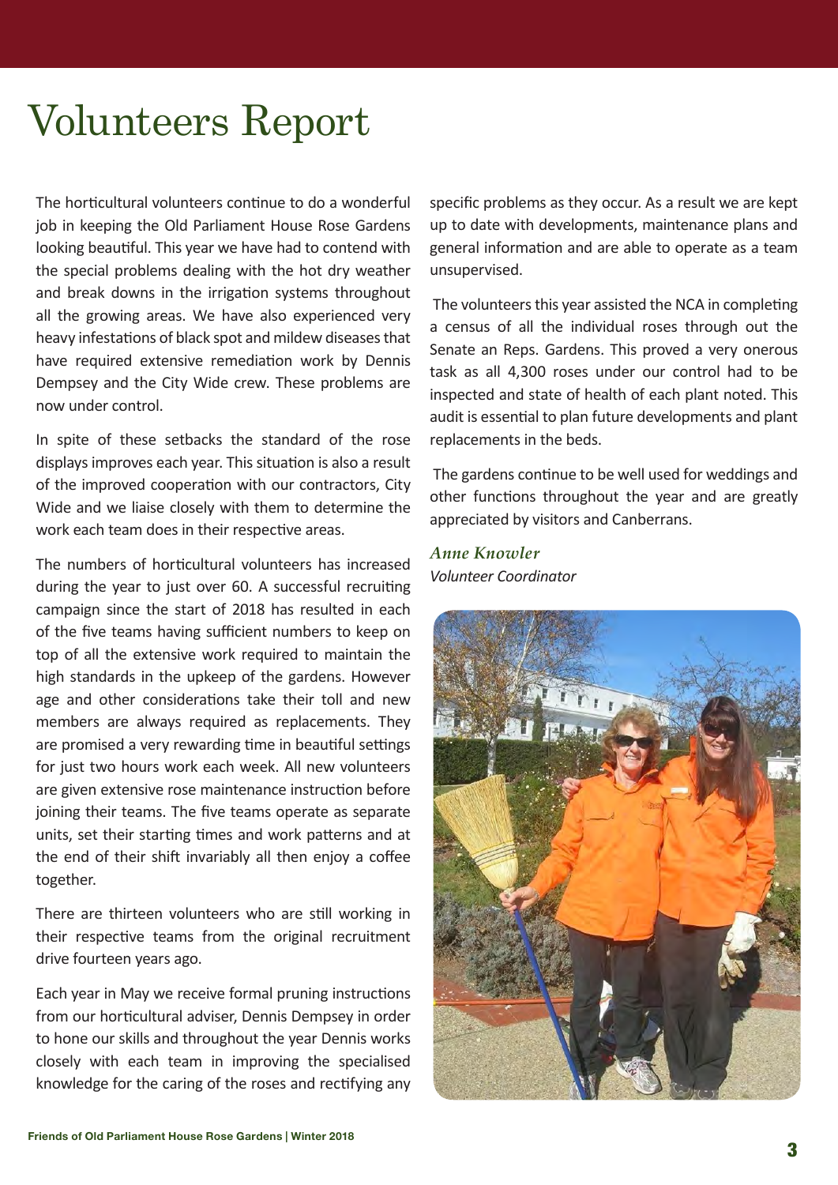# Volunteers Report

The horticultural volunteers continue to do a wonderful job in keeping the Old Parliament House Rose Gardens looking beautiful. This year we have had to contend with the special problems dealing with the hot dry weather and break downs in the irrigation systems throughout all the growing areas. We have also experienced very heavy infestations of black spot and mildew diseases that have required extensive remediation work by Dennis Dempsey and the City Wide crew. These problems are now under control.

In spite of these setbacks the standard of the rose displays improves each year. This situation is also a result of the improved cooperation with our contractors, City Wide and we liaise closely with them to determine the work each team does in their respective areas.

The numbers of horticultural volunteers has increased during the year to just over 60. A successful recruiting campaign since the start of 2018 has resulted in each of the five teams having sufficient numbers to keep on top of all the extensive work required to maintain the high standards in the upkeep of the gardens. However age and other considerations take their toll and new members are always required as replacements. They are promised a very rewarding time in beautiful settings for just two hours work each week. All new volunteers are given extensive rose maintenance instruction before joining their teams. The five teams operate as separate units, set their starting times and work patterns and at the end of their shift invariably all then enjoy a coffee together.

There are thirteen volunteers who are still working in their respective teams from the original recruitment drive fourteen years ago.

Each year in May we receive formal pruning instructions from our horticultural adviser, Dennis Dempsey in order to hone our skills and throughout the year Dennis works closely with each team in improving the specialised knowledge for the caring of the roses and rectifying any specific problems as they occur. As a result we are kept up to date with developments, maintenance plans and general information and are able to operate as a team unsupervised.

The volunteers this year assisted the NCA in completing a census of all the individual roses through out the Senate an Reps. Gardens. This proved a very onerous task as all 4,300 roses under our control had to be inspected and state of health of each plant noted. This audit is essential to plan future developments and plant replacements in the beds.

The gardens continue to be well used for weddings and other functions throughout the year and are greatly appreciated by visitors and Canberrans.

***Anne Knowler***
*Volunteer Coordinator*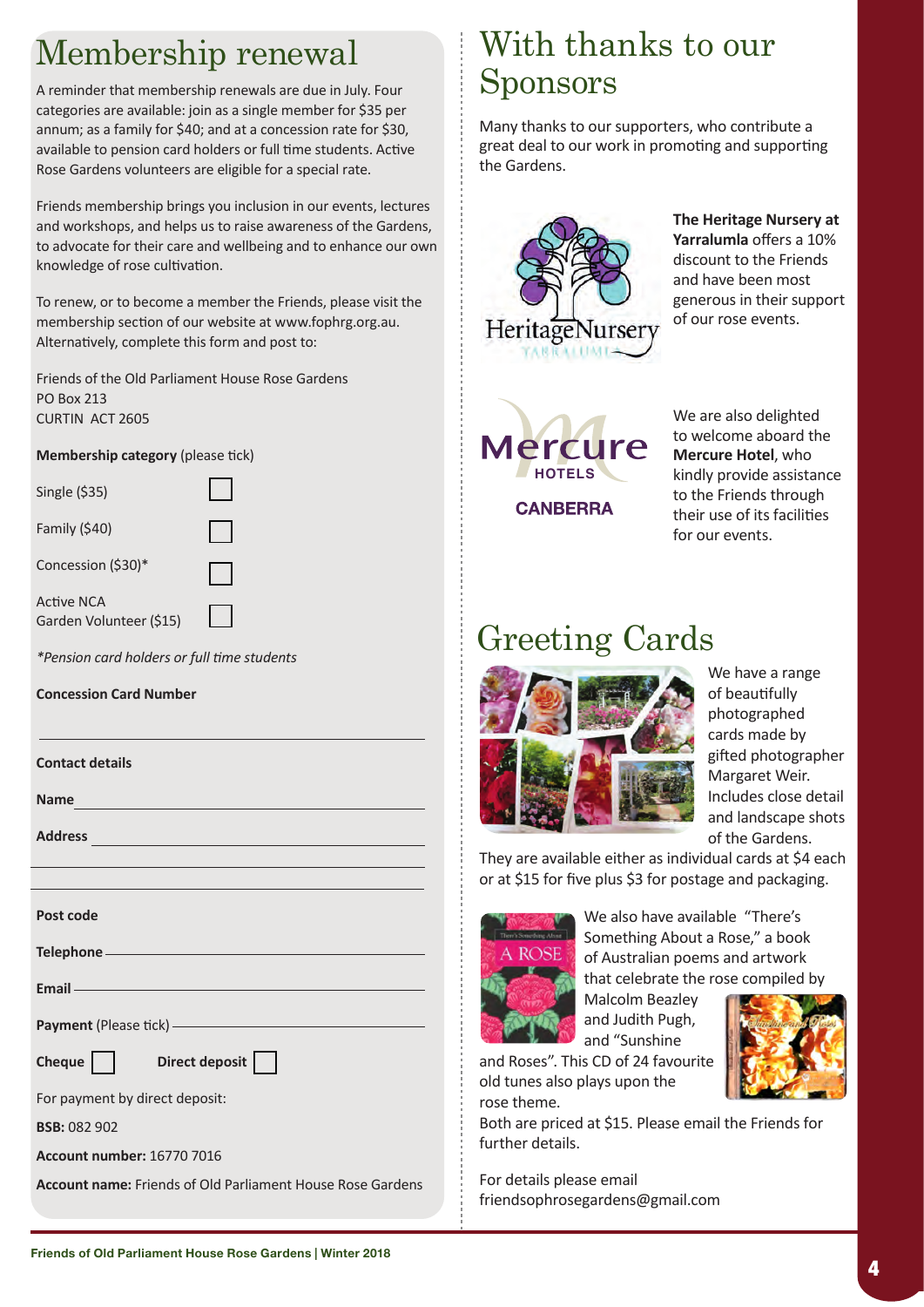# Membership renewal

A reminder that membership renewals are due in July. Four categories are available: join as a single member for $35 per annum; as a family for $40; and at a concession rate for $30, available to pension card holders or full time students. Active Rose Gardens volunteers are eligible for a special rate.

Friends membership brings you inclusion in our events, lectures and workshops, and helps us to raise awareness of the Gardens, to advocate for their care and wellbeing and to enhance our own knowledge of rose cultivation.

To renew, or to become a member the Friends, please visit the membership section of our website at www.fophrg.org.au. Alternatively, complete this form and post to:

Friends of the Old Parliament House Rose Gardens
PO Box 213
CURTIN ACT 2605

**Membership category** (please tick)

Single ($35) ☐

Family ($40) ☐

Concession ($30)* ☐

Active NCA Garden Volunteer ($15) ☐

*Pension card holders or full time students*

**Concession Card Number**

______________________________

**Contact details**

**Name** ______________________________

**Address** ______________________________

______________________________

______________________________

**Post code**

**Telephone** ______________________________

**Email** ______________________________

**Payment** (Please tick) ______________________________

**Cheque** ☐ **Direct deposit** ☐

For payment by direct deposit:

**BSB:** 082 902

**Account number:** 16770 7016

**Account name:** Friends of Old Parliament House Rose Gardens

# With thanks to our Sponsors

Many thanks to our supporters, who contribute a great deal to our work in promoting and supporting the Gardens.

HeritageNursery YARRALUMLA

**The Heritage Nursery at Yarralumla** offers a 10% discount to the Friends and have been most generous in their support of our rose events.

Mercure HOTELS CANBERRA

We are also delighted to welcome aboard the **Mercure Hotel**, who kindly provide assistance to the Friends through their use of its facilities for our events.

# Greeting Cards

We have a range of beautifully photographed cards made by gifted photographer Margaret Weir. Includes close detail and landscape shots of the Gardens. They are available either as individual cards at $4 each or at $15 for five plus $3 for postage and packaging.

We also have available "There's Something About a Rose," a book of Australian poems and artwork that celebrate the rose compiled by Malcolm Beazley and Judith Pugh, and "Sunshine and Roses". This CD of 24 favourite old tunes also plays upon the rose theme.

Both are priced at $15. Please email the Friends for further details.

For details please email
friendsophrosegardens@gmail.com